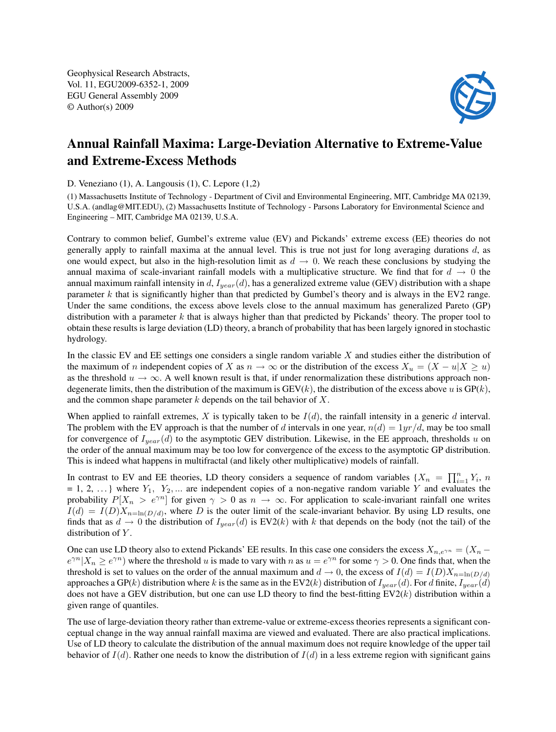# Annual Rainfall Maxima: Large-Deviation Alternative to Extreme-Value and Extreme-Excess Methods

D. Veneziano (1), A. Langousis (1), C. Lepore (1,2)

(1) Massachusetts Institute of Technology - Department of Civil and Environmental Engineering, MIT, Cambridge MA 02139, U.S.A. (andlag@MIT.EDU), (2) Massachusetts Institute of Technology - Parsons Laboratory for Environmental Science and Engineering – MIT, Cambridge MA 02139, U.S.A.

Contrary to common belief, Gumbel's extreme value (EV) and Pickands' extreme excess (EE) theories do not generally apply to rainfall maxima at the annual level. This is true not just for long averaging durations $d$, as one would expect, but also in the high-resolution limit as $d \to 0$. We reach these conclusions by studying the annual maxima of scale-invariant rainfall models with a multiplicative structure. We find that for $d \to 0$ the annual maximum rainfall intensity in $d$, $I_{year}(d)$, has a generalized extreme value (GEV) distribution with a shape parameter $k$ that is significantly higher than that predicted by Gumbel's theory and is always in the EV2 range. Under the same conditions, the excess above levels close to the annual maximum has generalized Pareto (GP) distribution with a parameter $k$ that is always higher than that predicted by Pickands' theory. The proper tool to obtain these results is large deviation (LD) theory, a branch of probability that has been largely ignored in stochastic hydrology.

In the classic EV and EE settings one considers a single random variable $X$ and studies either the distribution of the maximum of $n$ independent copies of $X$ as $n \to \infty$ or the distribution of the excess $X_u = (X - u | X \geq u)$ as the threshold $u \to \infty$. A well known result is that, if under renormalization these distributions approach non-degenerate limits, then the distribution of the maximum is GEV($k$), the distribution of the excess above $u$ is GP($k$), and the common shape parameter $k$ depends on the tail behavior of $X$.

When applied to rainfall extremes, $X$ is typically taken to be $I(d)$, the rainfall intensity in a generic $d$ interval. The problem with the EV approach is that the number of $d$ intervals in one year, $n(d) = 1yr/d$, may be too small for convergence of $I_{year}(d)$ to the asymptotic GEV distribution. Likewise, in the EE approach, thresholds $u$ on the order of the annual maximum may be too low for convergence of the excess to the asymptotic GP distribution. This is indeed what happens in multifractal (and likely other multiplicative) models of rainfall.

In contrast to EV and EE theories, LD theory considers a sequence of random variables $\{X_n = \prod_{i=1}^{n} Y_i$, $n$ = 1, 2, ... $\}$ where $Y_1$, $Y_2$, ... are independent copies of a non-negative random variable $Y$ and evaluates the probability $P[X_n > e^{\gamma n}]$ for given $\gamma > 0$ as $n \to \infty$. For application to scale-invariant rainfall one writes $I(d) = I(D) X_{n=\ln(D/d)}$, where $D$ is the outer limit of the scale-invariant behavior. By using LD results, one finds that as $d \to 0$ the distribution of $I_{year}(d)$ is EV2($k$) with $k$ that depends on the body (not the tail) of the distribution of $Y$.

One can use LD theory also to extend Pickands' EE results. In this case one considers the excess $X_{n,e^{\gamma n}} = (X_n - e^{\gamma n} | X_n \geq e^{\gamma n})$ where the threshold $u$ is made to vary with $n$ as $u = e^{\gamma n}$ for some $\gamma > 0$. One finds that, when the threshold is set to values on the order of the annual maximum and $d \to 0$, the excess of $I(d) = I(D) X_{n=\ln(D/d)}$ approaches a GP($k$) distribution where $k$ is the same as in the EV2($k$) distribution of $I_{year}(d)$. For $d$ finite, $I_{year}(d)$ does not have a GEV distribution, but one can use LD theory to find the best-fitting EV2($k$) distribution within a given range of quantiles.

The use of large-deviation theory rather than extreme-value or extreme-excess theories represents a significant conceptual change in the way annual rainfall maxima are viewed and evaluated. There are also practical implications. Use of LD theory to calculate the distribution of the annual maximum does not require knowledge of the upper tail behavior of $I(d)$. Rather one needs to know the distribution of $I(d)$ in a less extreme region with significant gains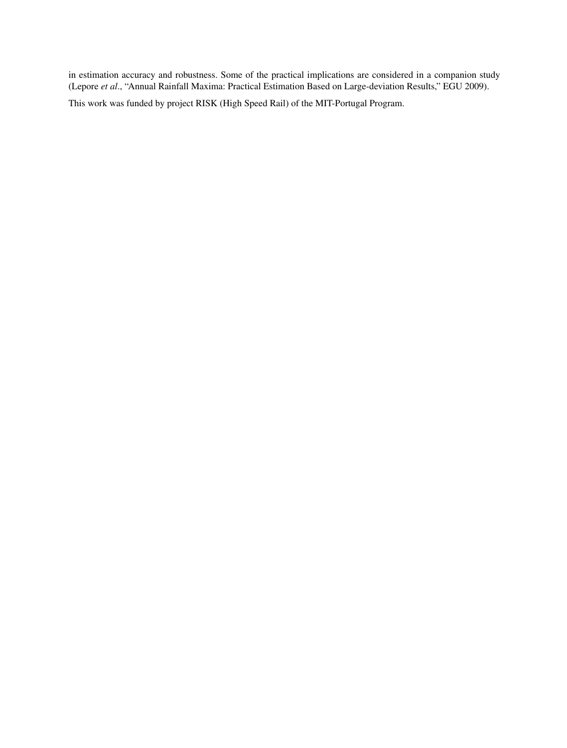in estimation accuracy and robustness. Some of the practical implications are considered in a companion study (Lepore *et al*., "Annual Rainfall Maxima: Practical Estimation Based on Large-deviation Results," EGU 2009).

This work was funded by project RISK (High Speed Rail) of the MIT-Portugal Program.